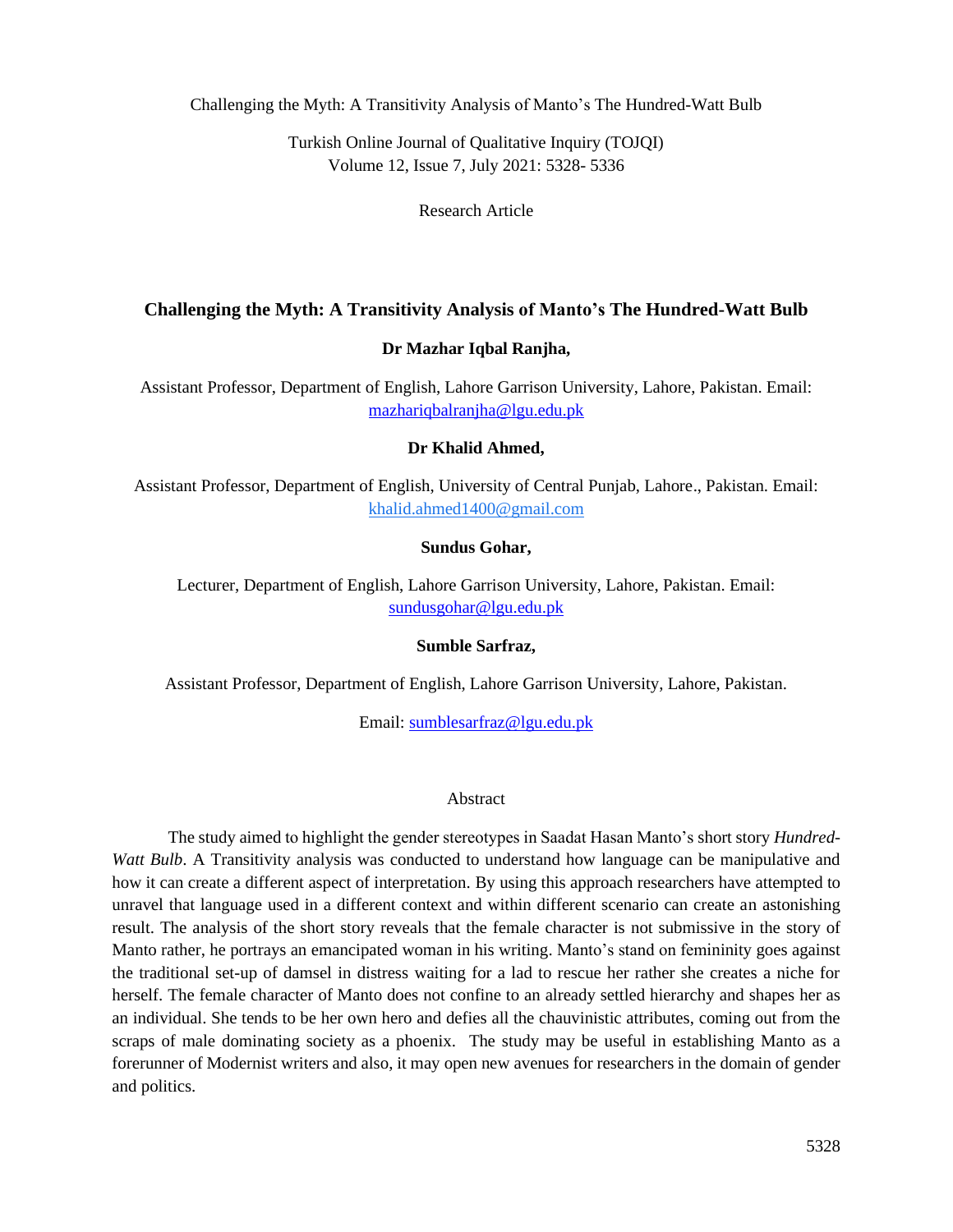# Challenging the Myth: A Transitivity Analysis of Manto's The Hundred-Watt Bulb

Research Article

**Dr Mazhar Iqbal Ranjha,**

Assistant Professor, Department of English, Lahore Garrison University, Lahore, Pakistan. Email: mazhariqbalranjha@lgu.edu.pk

**Dr Khalid Ahmed,**

Assistant Professor, Department of English, University of Central Punjab, Lahore., Pakistan. Email: khalid.ahmed1400@gmail.com

**Sundus Gohar,**

Lecturer, Department of English, Lahore Garrison University, Lahore, Pakistan. Email: sundusgohar@lgu.edu.pk

**Sumble Sarfraz,**

Assistant Professor, Department of English, Lahore Garrison University, Lahore, Pakistan.

Email: sumblesarfraz@lgu.edu.pk

## Abstract

The study aimed to highlight the gender stereotypes in Saadat Hasan Manto's short story *Hundred-Watt Bulb*. A Transitivity analysis was conducted to understand how language can be manipulative and how it can create a different aspect of interpretation. By using this approach researchers have attempted to unravel that language used in a different context and within different scenario can create an astonishing result. The analysis of the short story reveals that the female character is not submissive in the story of Manto rather, he portrays an emancipated woman in his writing. Manto's stand on femininity goes against the traditional set-up of damsel in distress waiting for a lad to rescue her rather she creates a niche for herself. The female character of Manto does not confine to an already settled hierarchy and shapes her as an individual. She tends to be her own hero and defies all the chauvinistic attributes, coming out from the scraps of male dominating society as a phoenix. The study may be useful in establishing Manto as a forerunner of Modernist writers and also, it may open new avenues for researchers in the domain of gender and politics.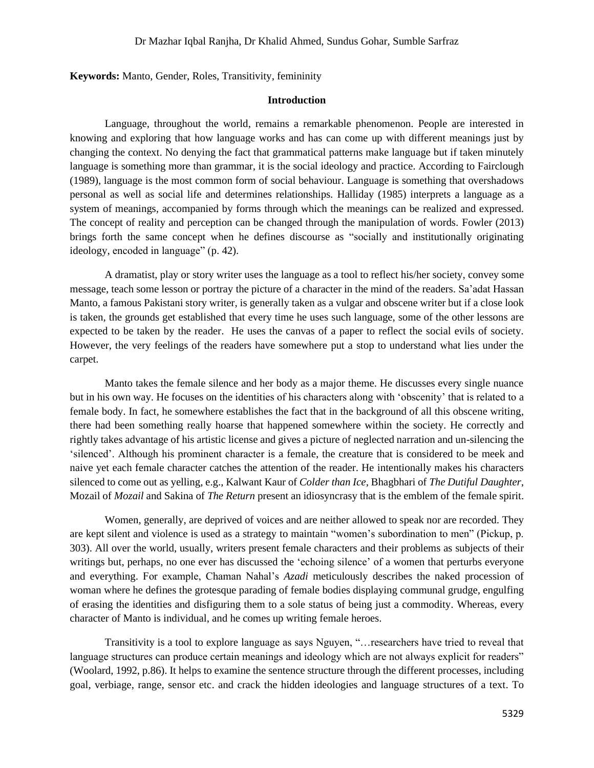**Keywords:** Manto, Gender, Roles, Transitivity, femininity

## Introduction

Language, throughout the world, remains a remarkable phenomenon. People are interested in knowing and exploring that how language works and has can come up with different meanings just by changing the context. No denying the fact that grammatical patterns make language but if taken minutely language is something more than grammar, it is the social ideology and practice. According to Fairclough (1989), language is the most common form of social behaviour. Language is something that overshadows personal as well as social life and determines relationships. Halliday (1985) interprets a language as a system of meanings, accompanied by forms through which the meanings can be realized and expressed. The concept of reality and perception can be changed through the manipulation of words. Fowler (2013) brings forth the same concept when he defines discourse as "socially and institutionally originating ideology, encoded in language" (p. 42).

A dramatist, play or story writer uses the language as a tool to reflect his/her society, convey some message, teach some lesson or portray the picture of a character in the mind of the readers. Sa'adat Hassan Manto, a famous Pakistani story writer, is generally taken as a vulgar and obscene writer but if a close look is taken, the grounds get established that every time he uses such language, some of the other lessons are expected to be taken by the reader. He uses the canvas of a paper to reflect the social evils of society. However, the very feelings of the readers have somewhere put a stop to understand what lies under the carpet.

Manto takes the female silence and her body as a major theme. He discusses every single nuance but in his own way. He focuses on the identities of his characters along with 'obscenity' that is related to a female body. In fact, he somewhere establishes the fact that in the background of all this obscene writing, there had been something really hoarse that happened somewhere within the society. He correctly and rightly takes advantage of his artistic license and gives a picture of neglected narration and un-silencing the 'silenced'. Although his prominent character is a female, the creature that is considered to be meek and naive yet each female character catches the attention of the reader. He intentionally makes his characters silenced to come out as yelling, e.g., Kalwant Kaur of *Colder than Ice*, Bhagbhari of *The Dutiful Daughter*, Mozail of *Mozail* and Sakina of *The Return* present an idiosyncrasy that is the emblem of the female spirit.

Women, generally, are deprived of voices and are neither allowed to speak nor are recorded. They are kept silent and violence is used as a strategy to maintain "women's subordination to men" (Pickup, p. 303). All over the world, usually, writers present female characters and their problems as subjects of their writings but, perhaps, no one ever has discussed the 'echoing silence' of a women that perturbs everyone and everything. For example, Chaman Nahal's *Azadi* meticulously describes the naked procession of woman where he defines the grotesque parading of female bodies displaying communal grudge, engulfing of erasing the identities and disfiguring them to a sole status of being just a commodity. Whereas, every character of Manto is individual, and he comes up writing female heroes.

Transitivity is a tool to explore language as says Nguyen, "…researchers have tried to reveal that language structures can produce certain meanings and ideology which are not always explicit for readers" (Woolard, 1992, p.86). It helps to examine the sentence structure through the different processes, including goal, verbiage, range, sensor etc. and crack the hidden ideologies and language structures of a text. To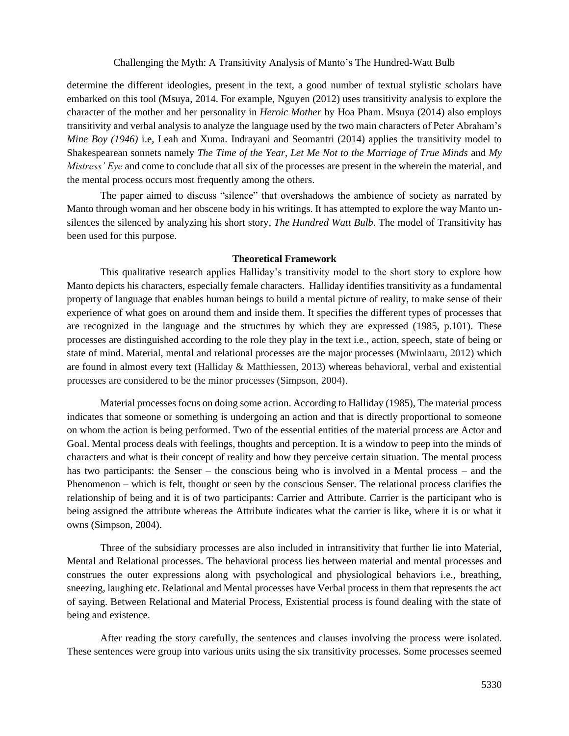determine the different ideologies, present in the text, a good number of textual stylistic scholars have embarked on this tool (Msuya, 2014. For example, Nguyen (2012) uses transitivity analysis to explore the character of the mother and her personality in *Heroic Mother* by Hoa Pham. Msuya (2014) also employs transitivity and verbal analysis to analyze the language used by the two main characters of Peter Abraham's *Mine Boy (1946)* i.e, Leah and Xuma. Indrayani and Seomantri (2014) applies the transitivity model to Shakespearean sonnets namely *The Time of the Year*, *Let Me Not to the Marriage of True Minds* and *My Mistress' Eye* and come to conclude that all six of the processes are present in the wherein the material, and the mental process occurs most frequently among the others.

The paper aimed to discuss "silence" that overshadows the ambience of society as narrated by Manto through woman and her obscene body in his writings. It has attempted to explore the way Manto un-silences the silenced by analyzing his short story, *The Hundred Watt Bulb*. The model of Transitivity has been used for this purpose.

## Theoretical Framework

This qualitative research applies Halliday's transitivity model to the short story to explore how Manto depicts his characters, especially female characters. Halliday identifies transitivity as a fundamental property of language that enables human beings to build a mental picture of reality, to make sense of their experience of what goes on around them and inside them. It specifies the different types of processes that are recognized in the language and the structures by which they are expressed (1985, p.101). These processes are distinguished according to the role they play in the text i.e., action, speech, state of being or state of mind. Material, mental and relational processes are the major processes (Mwinlaaru, 2012) which are found in almost every text (Halliday & Matthiessen, 2013) whereas behavioral, verbal and existential processes are considered to be the minor processes (Simpson, 2004).

Material processes focus on doing some action. According to Halliday (1985), The material process indicates that someone or something is undergoing an action and that is directly proportional to someone on whom the action is being performed. Two of the essential entities of the material process are Actor and Goal. Mental process deals with feelings, thoughts and perception. It is a window to peep into the minds of characters and what is their concept of reality and how they perceive certain situation. The mental process has two participants: the Senser – the conscious being who is involved in a Mental process – and the Phenomenon – which is felt, thought or seen by the conscious Senser. The relational process clarifies the relationship of being and it is of two participants: Carrier and Attribute. Carrier is the participant who is being assigned the attribute whereas the Attribute indicates what the carrier is like, where it is or what it owns (Simpson, 2004).

Three of the subsidiary processes are also included in intransitivity that further lie into Material, Mental and Relational processes. The behavioral process lies between material and mental processes and construes the outer expressions along with psychological and physiological behaviors i.e., breathing, sneezing, laughing etc. Relational and Mental processes have Verbal process in them that represents the act of saying. Between Relational and Material Process, Existential process is found dealing with the state of being and existence.

After reading the story carefully, the sentences and clauses involving the process were isolated. These sentences were group into various units using the six transitivity processes. Some processes seemed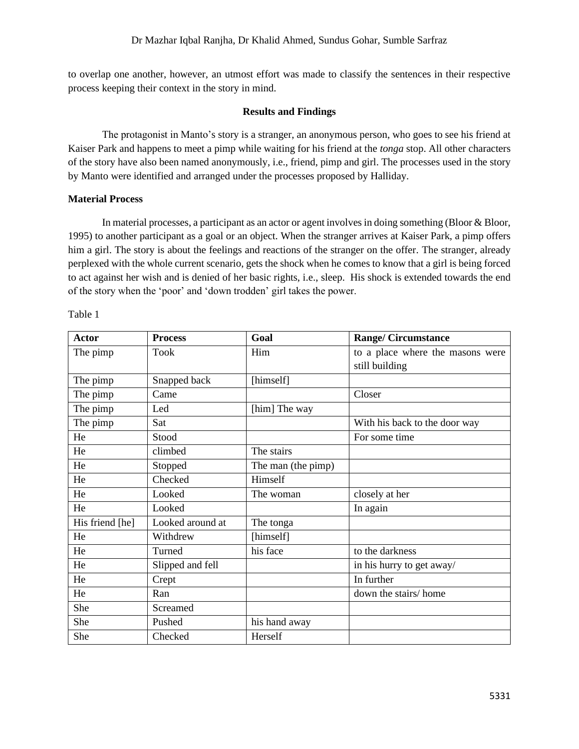to overlap one another, however, an utmost effort was made to classify the sentences in their respective process keeping their context in the story in mind.

## Results and Findings

The protagonist in Manto's story is a stranger, an anonymous person, who goes to see his friend at Kaiser Park and happens to meet a pimp while waiting for his friend at the *tonga* stop. All other characters of the story have also been named anonymously, i.e., friend, pimp and girl. The processes used in the story by Manto were identified and arranged under the processes proposed by Halliday.

### Material Process

In material processes, a participant as an actor or agent involves in doing something (Bloor & Bloor, 1995) to another participant as a goal or an object. When the stranger arrives at Kaiser Park, a pimp offers him a girl. The story is about the feelings and reactions of the stranger on the offer. The stranger, already perplexed with the whole current scenario, gets the shock when he comes to know that a girl is being forced to act against her wish and is denied of her basic rights, i.e., sleep. His shock is extended towards the end of the story when the 'poor' and 'down trodden' girl takes the power.

Table 1

| Actor | Process | Goal | Range/ Circumstance |
|---|---|---|---|
| The pimp | Took | Him | to a place where the masons were still building |
| The pimp | Snapped back | [himself] | |
| The pimp | Came | | Closer |
| The pimp | Led | [him] The way | |
| The pimp | Sat | | With his back to the door way |
| He | Stood | | For some time |
| He | climbed | The stairs | |
| He | Stopped | The man (the pimp) | |
| He | Checked | Himself | |
| He | Looked | The woman | closely at her |
| He | Looked | | In again |
| His friend [he] | Looked around at | The tonga | |
| He | Withdrew | [himself] | |
| He | Turned | his face | to the darkness |
| He | Slipped and fell | | in his hurry to get away/ |
| He | Crept | | In further |
| He | Ran | | down the stairs/ home |
| She | Screamed | | |
| She | Pushed | his hand away | |
| She | Checked | Herself | |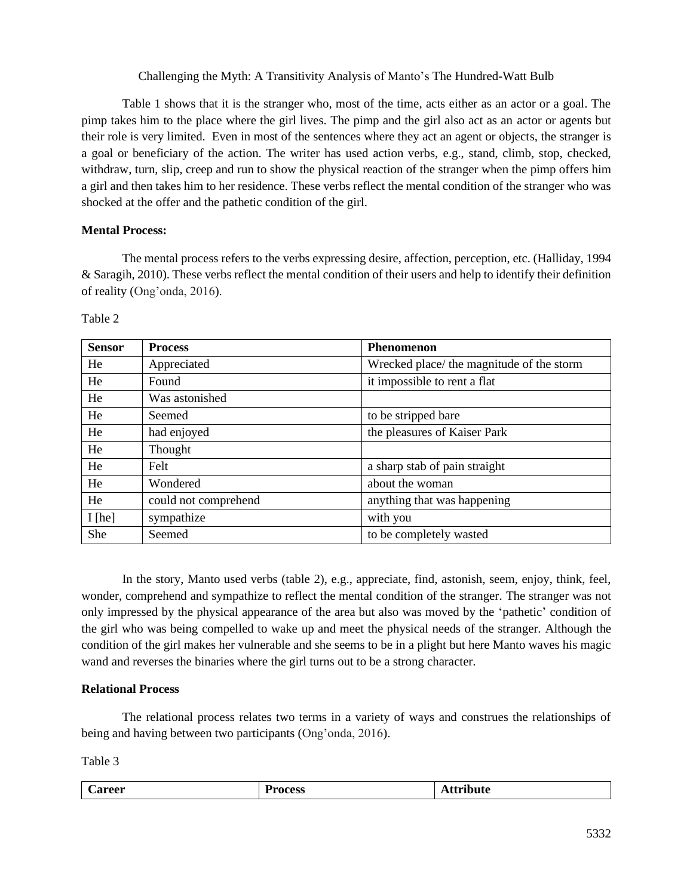Table 1 shows that it is the stranger who, most of the time, acts either as an actor or a goal. The pimp takes him to the place where the girl lives. The pimp and the girl also act as an actor or agents but their role is very limited. Even in most of the sentences where they act an agent or objects, the stranger is a goal or beneficiary of the action. The writer has used action verbs, e.g., stand, climb, stop, checked, withdraw, turn, slip, creep and run to show the physical reaction of the stranger when the pimp offers him a girl and then takes him to her residence. These verbs reflect the mental condition of the stranger who was shocked at the offer and the pathetic condition of the girl.

**Mental Process:**

The mental process refers to the verbs expressing desire, affection, perception, etc. (Halliday, 1994 & Saragih, 2010). These verbs reflect the mental condition of their users and help to identify their definition of reality (Ong'onda, 2016).

Table 2

| **Sensor** | **Process** | **Phenomenon** |
|---|---|---|
| He | Appreciated | Wrecked place/ the magnitude of the storm |
| He | Found | it impossible to rent a flat |
| He | Was astonished | |
| He | Seemed | to be stripped bare |
| He | had enjoyed | the pleasures of Kaiser Park |
| He | Thought | |
| He | Felt | a sharp stab of pain straight |
| He | Wondered | about the woman |
| He | could not comprehend | anything that was happening |
| I [he] | sympathize | with you |
| She | Seemed | to be completely wasted |

In the story, Manto used verbs (table 2), e.g., appreciate, find, astonish, seem, enjoy, think, feel, wonder, comprehend and sympathize to reflect the mental condition of the stranger. The stranger was not only impressed by the physical appearance of the area but also was moved by the 'pathetic' condition of the girl who was being compelled to wake up and meet the physical needs of the stranger. Although the condition of the girl makes her vulnerable and she seems to be in a plight but here Manto waves his magic wand and reverses the binaries where the girl turns out to be a strong character.

**Relational Process**

The relational process relates two terms in a variety of ways and construes the relationships of being and having between two participants (Ong'onda, 2016).

Table 3

| **Career** | **Process** | **Attribute** |
|---|---|---|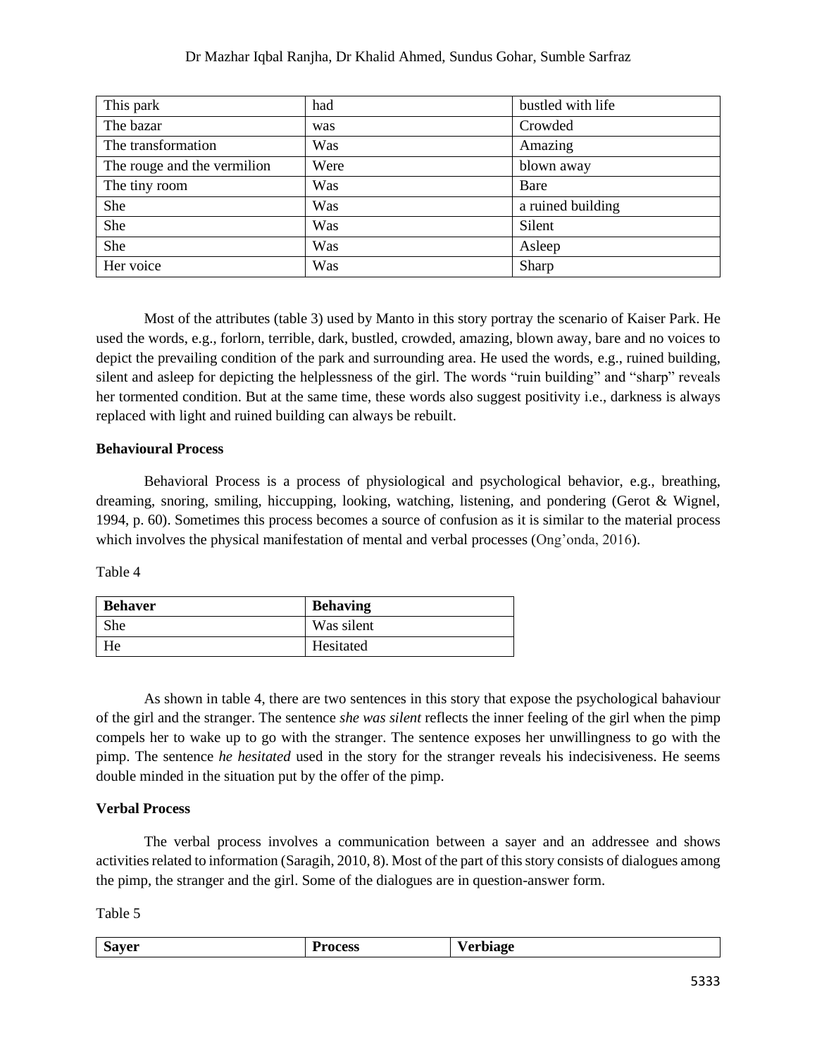| | | |
|---|---|---|
| This park | had | bustled with life |
| The bazar | was | Crowded |
| The transformation | Was | Amazing |
| The rouge and the vermilion | Were | blown away |
| The tiny room | Was | Bare |
| She | Was | a ruined building |
| She | Was | Silent |
| She | Was | Asleep |
| Her voice | Was | Sharp |

Most of the attributes (table 3) used by Manto in this story portray the scenario of Kaiser Park. He used the words, e.g., forlorn, terrible, dark, bustled, crowded, amazing, blown away, bare and no voices to depict the prevailing condition of the park and surrounding area. He used the words, e.g., ruined building, silent and asleep for depicting the helplessness of the girl. The words "ruin building" and "sharp" reveals her tormented condition. But at the same time, these words also suggest positivity i.e., darkness is always replaced with light and ruined building can always be rebuilt.

**Behavioural Process**

Behavioral Process is a process of physiological and psychological behavior, e.g., breathing, dreaming, snoring, smiling, hiccupping, looking, watching, listening, and pondering (Gerot & Wignel, 1994, p. 60). Sometimes this process becomes a source of confusion as it is similar to the material process which involves the physical manifestation of mental and verbal processes (Ong'onda, 2016).

Table 4

| **Behaver** | **Behaving** |
|---|---|
| She | Was silent |
| He | Hesitated |

As shown in table 4, there are two sentences in this story that expose the psychological bahaviour of the girl and the stranger. The sentence *she was silent* reflects the inner feeling of the girl when the pimp compels her to wake up to go with the stranger. The sentence exposes her unwillingness to go with the pimp. The sentence *he hesitated* used in the story for the stranger reveals his indecisiveness. He seems double minded in the situation put by the offer of the pimp.

**Verbal Process**

The verbal process involves a communication between a sayer and an addressee and shows activities related to information (Saragih, 2010, 8). Most of the part of this story consists of dialogues among the pimp, the stranger and the girl. Some of the dialogues are in question-answer form.

Table 5

| **Sayer** | **Process** | **Verbiage** |
|---|---|---|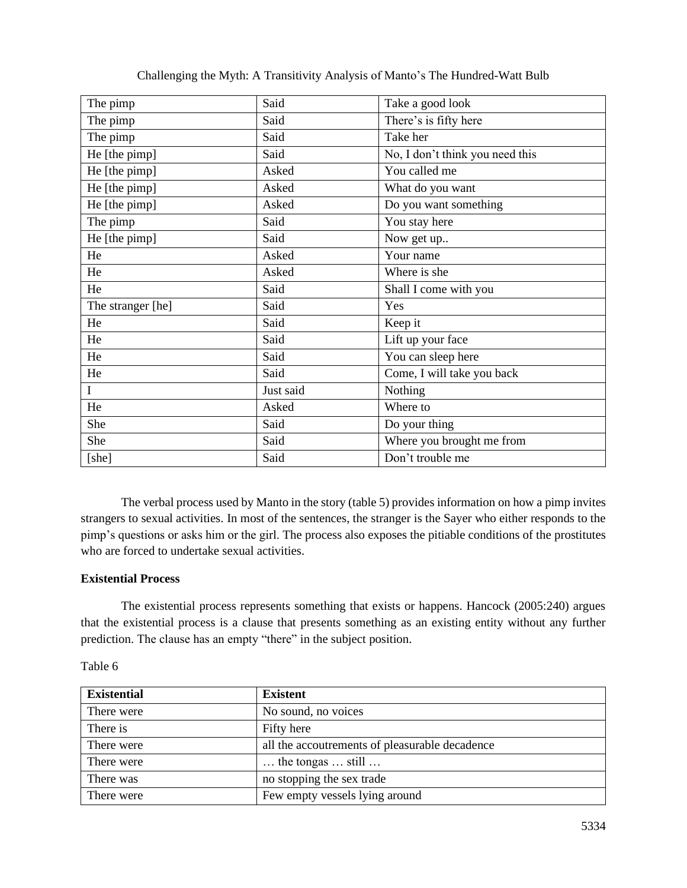| | | |
|---|---|---|
| The pimp | Said | Take a good look |
| The pimp | Said | There's is fifty here |
| The pimp | Said | Take her |
| He [the pimp] | Said | No, I don't think you need this |
| He [the pimp] | Asked | You called me |
| He [the pimp] | Asked | What do you want |
| He [the pimp] | Asked | Do you want something |
| The pimp | Said | You stay here |
| He [the pimp] | Said | Now get up.. |
| He | Asked | Your name |
| He | Asked | Where is she |
| He | Said | Shall I come with you |
| The stranger [he] | Said | Yes |
| He | Said | Keep it |
| He | Said | Lift up your face |
| He | Said | You can sleep here |
| He | Said | Come, I will take you back |
| I | Just said | Nothing |
| He | Asked | Where to |
| She | Said | Do your thing |
| She | Said | Where you brought me from |
| [she] | Said | Don't trouble me |

The verbal process used by Manto in the story (table 5) provides information on how a pimp invites strangers to sexual activities. In most of the sentences, the stranger is the Sayer who either responds to the pimp's questions or asks him or the girl. The process also exposes the pitiable conditions of the prostitutes who are forced to undertake sexual activities.

**Existential Process**

The existential process represents something that exists or happens. Hancock (2005:240) argues that the existential process is a clause that presents something as an existing entity without any further prediction. The clause has an empty "there" in the subject position.

Table 6

| **Existential** | **Existent** |
|---|---|
| There were | No sound, no voices |
| There is | Fifty here |
| There were | all the accoutrements of pleasurable decadence |
| There were | … the tongas … still … |
| There was | no stopping the sex trade |
| There were | Few empty vessels lying around |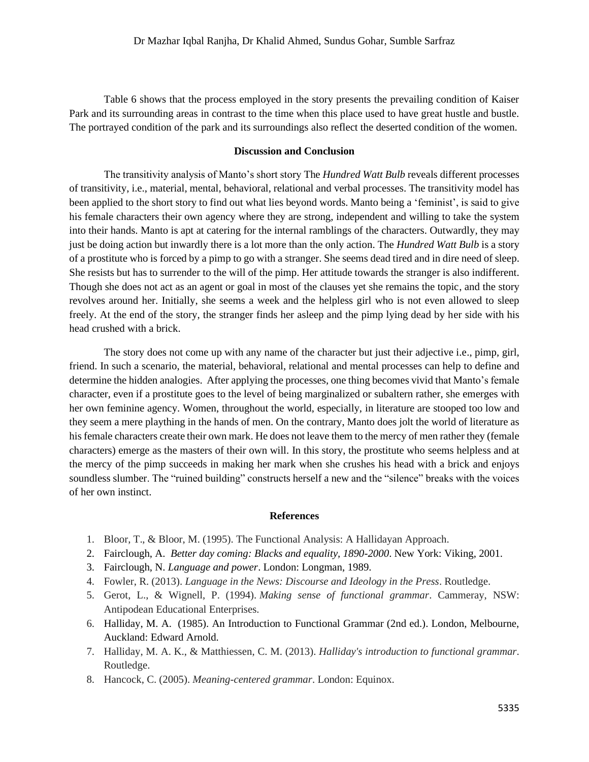Table 6 shows that the process employed in the story presents the prevailing condition of Kaiser Park and its surrounding areas in contrast to the time when this place used to have great hustle and bustle. The portrayed condition of the park and its surroundings also reflect the deserted condition of the women.

## Discussion and Conclusion

The transitivity analysis of Manto's short story The *Hundred Watt Bulb* reveals different processes of transitivity, i.e., material, mental, behavioral, relational and verbal processes. The transitivity model has been applied to the short story to find out what lies beyond words. Manto being a 'feminist', is said to give his female characters their own agency where they are strong, independent and willing to take the system into their hands. Manto is apt at catering for the internal ramblings of the characters. Outwardly, they may just be doing action but inwardly there is a lot more than the only action. The *Hundred Watt Bulb* is a story of a prostitute who is forced by a pimp to go with a stranger. She seems dead tired and in dire need of sleep. She resists but has to surrender to the will of the pimp. Her attitude towards the stranger is also indifferent. Though she does not act as an agent or goal in most of the clauses yet she remains the topic, and the story revolves around her. Initially, she seems a week and the helpless girl who is not even allowed to sleep freely. At the end of the story, the stranger finds her asleep and the pimp lying dead by her side with his head crushed with a brick.

The story does not come up with any name of the character but just their adjective i.e., pimp, girl, friend. In such a scenario, the material, behavioral, relational and mental processes can help to define and determine the hidden analogies. After applying the processes, one thing becomes vivid that Manto's female character, even if a prostitute goes to the level of being marginalized or subaltern rather, she emerges with her own feminine agency. Women, throughout the world, especially, in literature are stooped too low and they seem a mere plaything in the hands of men. On the contrary, Manto does jolt the world of literature as his female characters create their own mark. He does not leave them to the mercy of men rather they (female characters) emerge as the masters of their own will. In this story, the prostitute who seems helpless and at the mercy of the pimp succeeds in making her mark when she crushes his head with a brick and enjoys soundless slumber. The "ruined building" constructs herself a new and the "silence" breaks with the voices of her own instinct.

## References

1. Bloor, T., & Bloor, M. (1995). The Functional Analysis: A Hallidayan Approach.
2. Fairclough, A. *Better day coming: Blacks and equality, 1890-2000*. New York: Viking, 2001.
3. Fairclough, N. *Language and power*. London: Longman, 1989.
4. Fowler, R. (2013). *Language in the News: Discourse and Ideology in the Press*. Routledge.
5. Gerot, L., & Wignell, P. (1994). *Making sense of functional grammar*. Cammeray, NSW: Antipodean Educational Enterprises.
6. Halliday, M. A. (1985). An Introduction to Functional Grammar (2nd ed.). London, Melbourne, Auckland: Edward Arnold.
7. Halliday, M. A. K., & Matthiessen, C. M. (2013). *Halliday's introduction to functional grammar*. Routledge.
8. Hancock, C. (2005). *Meaning-centered grammar*. London: Equinox.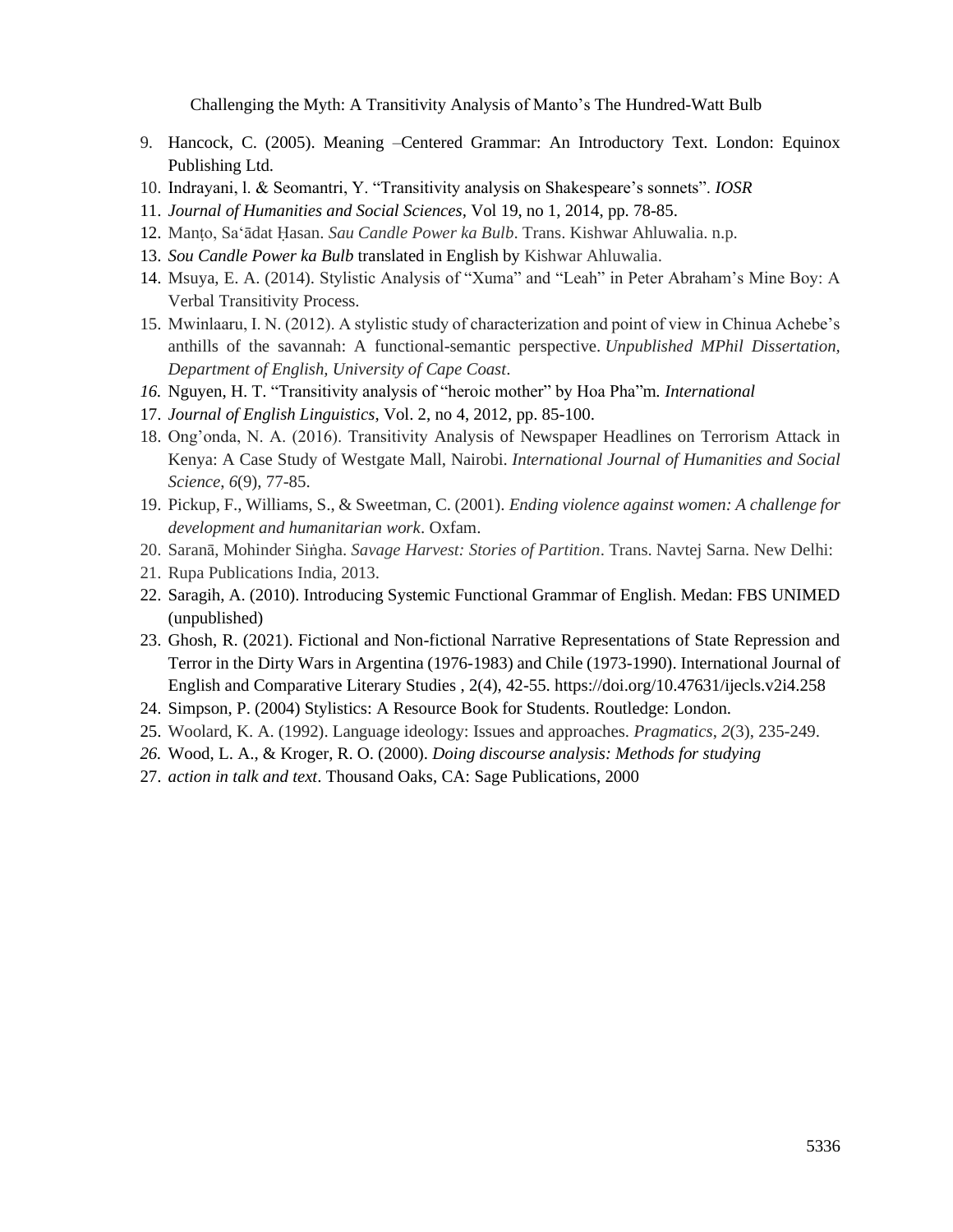9. Hancock, C. (2005). Meaning –Centered Grammar: An Introductory Text. London: Equinox Publishing Ltd.
10. Indrayani, l. & Seomantri, Y. "Transitivity analysis on Shakespeare's sonnets". *IOSR*
11. *Journal of Humanities and Social Sciences*, Vol 19, no 1, 2014, pp. 78-85.
12. Manṭo, Saʻādat Ḥasan. *Sau Candle Power ka Bulb*. Trans. Kishwar Ahluwalia. n.p.
13. *Sou Candle Power ka Bulb* translated in English by Kishwar Ahluwalia.
14. Msuya, E. A. (2014). Stylistic Analysis of "Xuma" and "Leah" in Peter Abraham's Mine Boy: A Verbal Transitivity Process.
15. Mwinlaaru, I. N. (2012). A stylistic study of characterization and point of view in Chinua Achebe's anthills of the savannah: A functional-semantic perspective. *Unpublished MPhil Dissertation, Department of English, University of Cape Coast*.
16. Nguyen, H. T. "Transitivity analysis of "heroic mother" by Hoa Pha"m. *International*
17. *Journal of English Linguistics*, Vol. 2, no 4, 2012, pp. 85-100.
18. Ong'onda, N. A. (2016). Transitivity Analysis of Newspaper Headlines on Terrorism Attack in Kenya: A Case Study of Westgate Mall, Nairobi. *International Journal of Humanities and Social Science*, *6*(9), 77-85.
19. Pickup, F., Williams, S., & Sweetman, C. (2001). *Ending violence against women: A challenge for development and humanitarian work*. Oxfam.
20. Saranā, Mohinder Siṅgha. *Savage Harvest: Stories of Partition*. Trans. Navtej Sarna. New Delhi:
21. Rupa Publications India, 2013.
22. Saragih, A. (2010). Introducing Systemic Functional Grammar of English. Medan: FBS UNIMED (unpublished)
23. Ghosh, R. (2021). Fictional and Non-fictional Narrative Representations of State Repression and Terror in the Dirty Wars in Argentina (1976-1983) and Chile (1973-1990). International Journal of English and Comparative Literary Studies , 2(4), 42-55. https://doi.org/10.47631/ijecls.v2i4.258
24. Simpson, P. (2004) Stylistics: A Resource Book for Students. Routledge: London.
25. Woolard, K. A. (1992). Language ideology: Issues and approaches. *Pragmatics*, *2*(3), 235-249.
26. Wood, L. A., & Kroger, R. O. (2000). *Doing discourse analysis: Methods for studying*
27. *action in talk and text*. Thousand Oaks, CA: Sage Publications, 2000